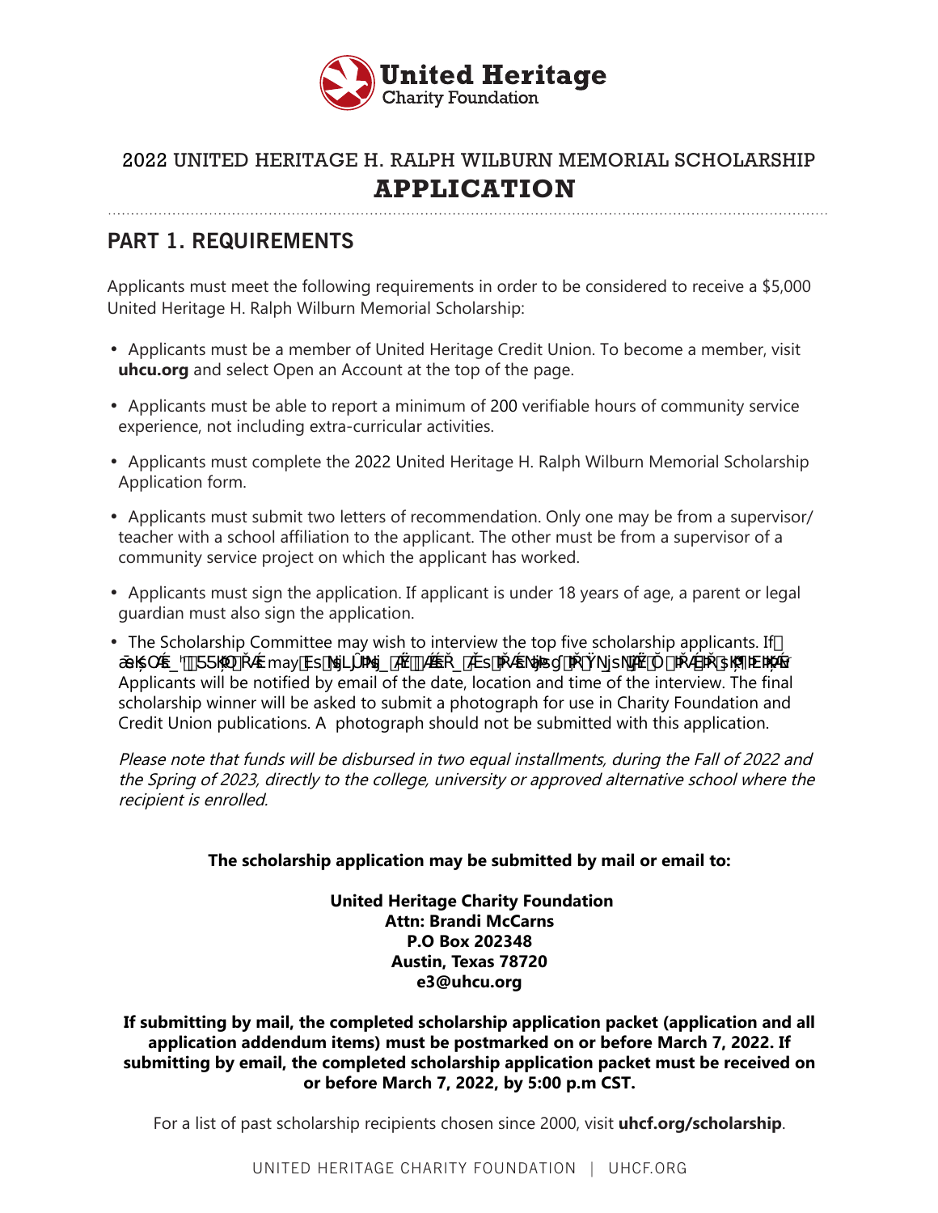United Heritage
Charity Foundation

## 2022 UNITED HERITAGE H. RALPH WILBURN MEMORIAL SCHOLARSHIP

# APPLICATION

## PART 1. REQUIREMENTS

Applicants must meet the following requirements in order to be considered to receive a $5,000 United Heritage H. Ralph Wilburn Memorial Scholarship:

- Applicants must be a member of United Heritage Credit Union. To become a member, visit **uhcu.org** and select Open an Account at the top of the page.
- Applicants must be able to report a minimum of 200 verifiable hours of community service experience, not including extra-curricular activities.
- Applicants must complete the 2022 United Heritage H. Ralph Wilburn Memorial Scholarship Application form.
- Applicants must submit two letters of recommendation. Only one may be from a supervisor/teacher with a school affiliation to the applicant. The other must be from a supervisor of a community service project on which the applicant has worked.
- Applicants must sign the application. If applicant is under 18 years of age, a parent or legal guardian must also sign the application.
- The Scholarship Committee may wish to interview the top five scholarship applicants. If ... may ... Applicants will be notified by email of the date, location and time of the interview. The final scholarship winner will be asked to submit a photograph for use in Charity Foundation and Credit Union publications. A photograph should not be submitted with this application.

*Please note that funds will be disbursed in two equal installments, during the Fall of 2022 and the Spring of 2023, directly to the college, university or approved alternative school where the recipient is enrolled.*

**The scholarship application may be submitted by mail or email to:**

**United Heritage Charity Foundation**
**Attn: Brandi McCarns**
**P.O Box 202348**
**Austin, Texas 78720**
**e3@uhcu.org**

**If submitting by mail, the completed scholarship application packet (application and all application addendum items) must be postmarked on or before March 7, 2022. If submitting by email, the completed scholarship application packet must be received on or before March 7, 2022, by 5:00 p.m CST.**

For a list of past scholarship recipients chosen since 2000, visit **uhcf.org/scholarship**.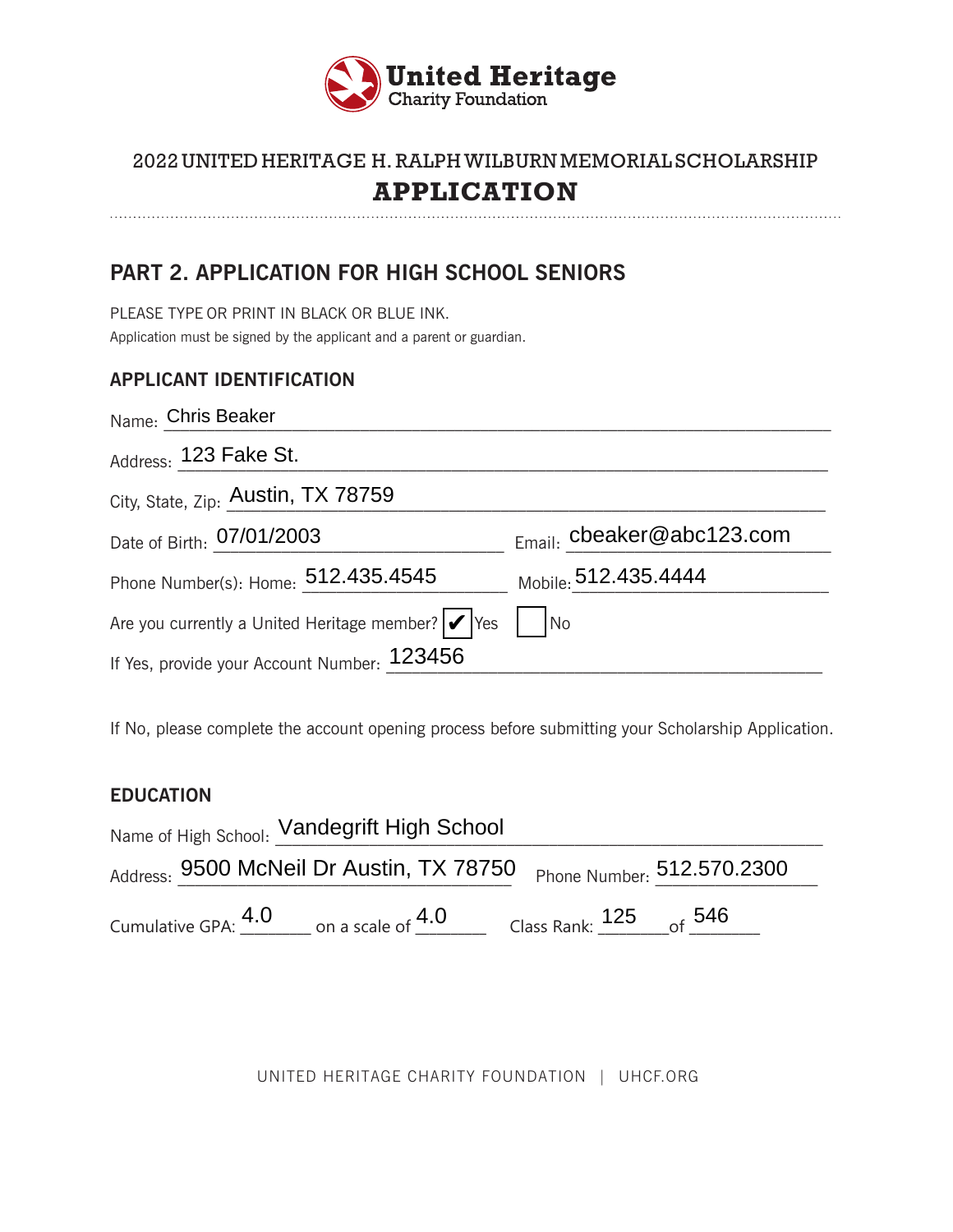United Heritage
Charity Foundation

# 2022 UNITED HERITAGE H. RALPH WILBURN MEMORIAL SCHOLARSHIP
# APPLICATION

## PART 2. APPLICATION FOR HIGH SCHOOL SENIORS

PLEASE TYPE OR PRINT IN BLACK OR BLUE INK.
Application must be signed by the applicant and a parent or guardian.

### APPLICANT IDENTIFICATION

Name: Chris Beaker

Address: 123 Fake St.

City, State, Zip: Austin, TX 78759

Date of Birth: 07/01/2003 Email: cbeaker@abc123.com

Phone Number(s): Home: 512.435.4545 Mobile: 512.435.4444

Are you currently a United Heritage member? ☑ Yes ☐ No

If Yes, provide your Account Number: 123456

If No, please complete the account opening process before submitting your Scholarship Application.

### EDUCATION

Name of High School: Vandegrift High School

Address: 9500 McNeil Dr Austin, TX 78750 Phone Number: 512.570.2300

Cumulative GPA: 4.0 on a scale of 4.0 Class Rank: 125 of 546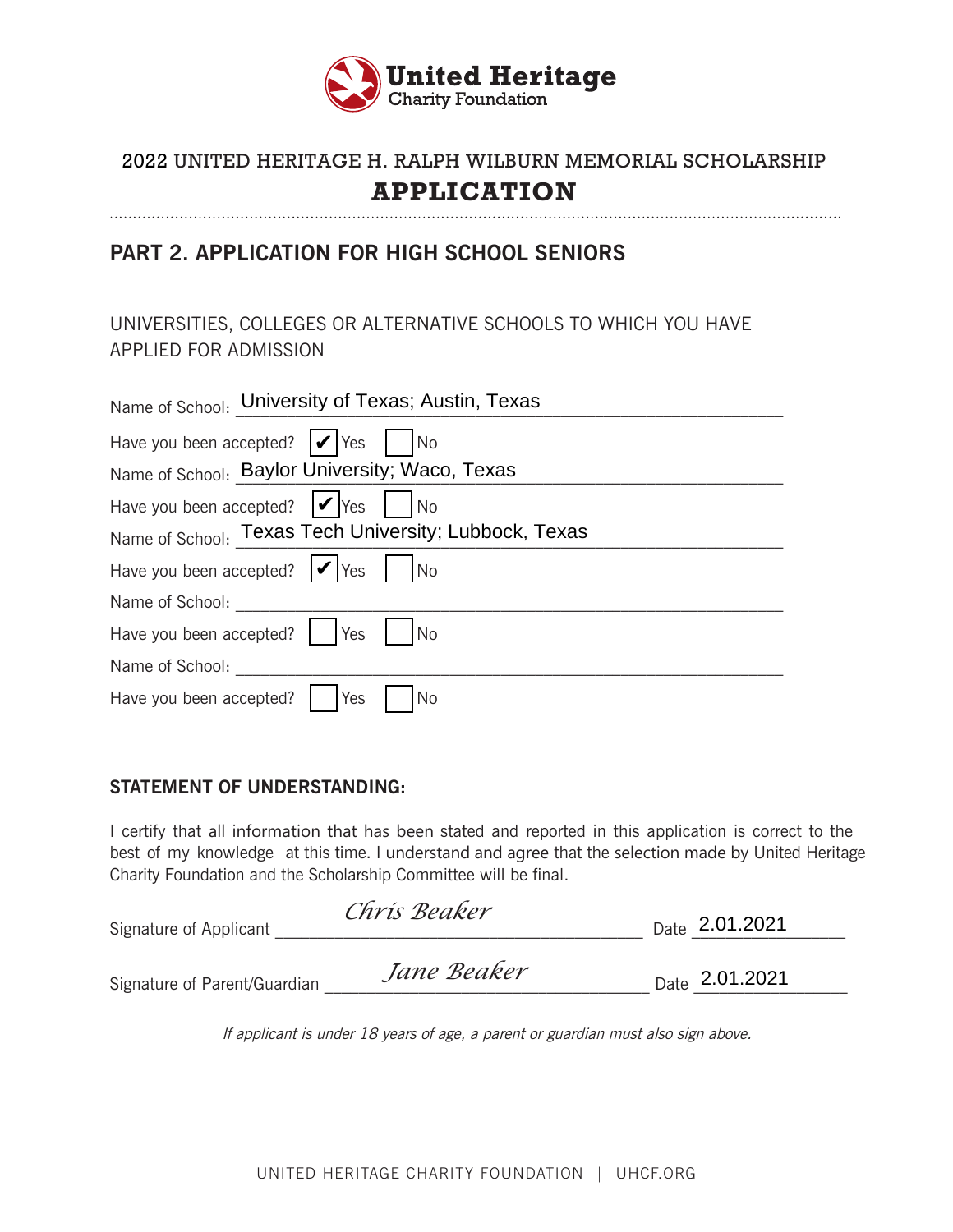United Heritage Charity Foundation

2022 UNITED HERITAGE H. RALPH WILBURN MEMORIAL SCHOLARSHIP

# APPLICATION

## PART 2. APPLICATION FOR HIGH SCHOOL SENIORS

UNIVERSITIES, COLLEGES OR ALTERNATIVE SCHOOLS TO WHICH YOU HAVE APPLIED FOR ADMISSION

Name of School: University of Texas; Austin, Texas

Have you been accepted? ☑ Yes ☐ No

Name of School: Baylor University; Waco, Texas

Have you been accepted? ☑ Yes ☐ No

Name of School: Texas Tech University; Lubbock, Texas

Have you been accepted? ☑ Yes ☐ No

Name of School: ____________________

Have you been accepted? ☐ Yes ☐ No

Name of School: ____________________

Have you been accepted? ☐ Yes ☐ No

### STATEMENT OF UNDERSTANDING:

I certify that all information that has been stated and reported in this application is correct to the best of my knowledge at this time. I understand and agree that the selection made by United Heritage Charity Foundation and the Scholarship Committee will be final.

Signature of Applicant *Chris Beaker* Date 2.01.2021

Signature of Parent/Guardian *Jane Beaker* Date 2.01.2021

*If applicant is under 18 years of age, a parent or guardian must also sign above.*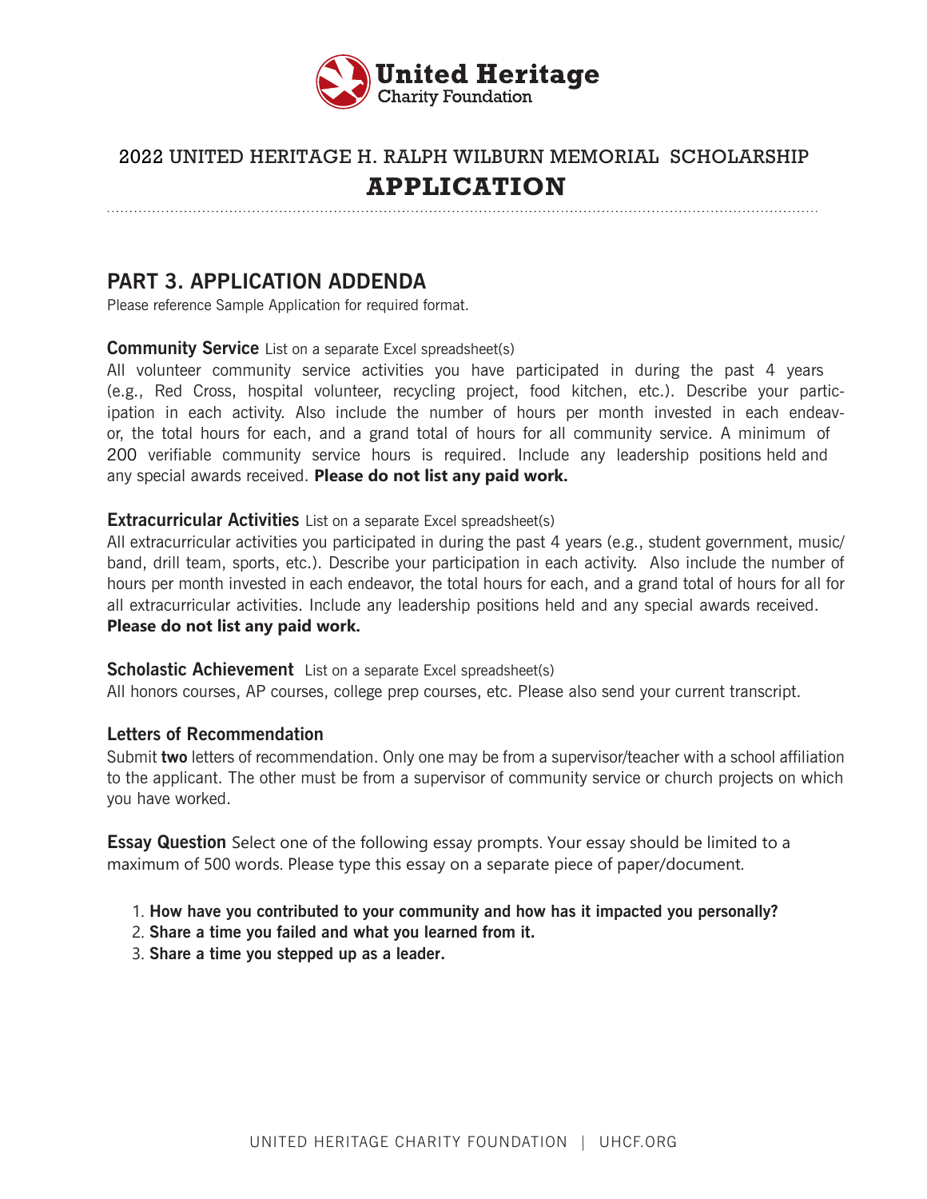United Heritage
Charity Foundation

# 2022 UNITED HERITAGE H. RALPH WILBURN MEMORIAL SCHOLARSHIP
# APPLICATION

## PART 3. APPLICATION ADDENDA

Please reference Sample Application for required format.

**Community Service** List on a separate Excel spreadsheet(s)

All volunteer community service activities you have participated in during the past 4 years (e.g., Red Cross, hospital volunteer, recycling project, food kitchen, etc.). Describe your participation in each activity. Also include the number of hours per month invested in each endeavor, the total hours for each, and a grand total of hours for all community service. A minimum of 200 verifiable community service hours is required. Include any leadership positions held and any special awards received. **Please do not list any paid work.**

**Extracurricular Activities** List on a separate Excel spreadsheet(s)

All extracurricular activities you participated in during the past 4 years (e.g., student government, music/band, drill team, sports, etc.). Describe your participation in each activity. Also include the number of hours per month invested in each endeavor, the total hours for each, and a grand total of hours for all for all extracurricular activities. Include any leadership positions held and any special awards received.
**Please do not list any paid work.**

**Scholastic Achievement** List on a separate Excel spreadsheet(s)

All honors courses, AP courses, college prep courses, etc. Please also send your current transcript.

**Letters of Recommendation**

Submit **two** letters of recommendation. Only one may be from a supervisor/teacher with a school affiliation to the applicant. The other must be from a supervisor of community service or church projects on which you have worked.

**Essay Question** Select one of the following essay prompts. Your essay should be limited to a maximum of 500 words. Please type this essay on a separate piece of paper/document.

1. **How have you contributed to your community and how has it impacted you personally?**
2. **Share a time you failed and what you learned from it.**
3. **Share a time you stepped up as a leader.**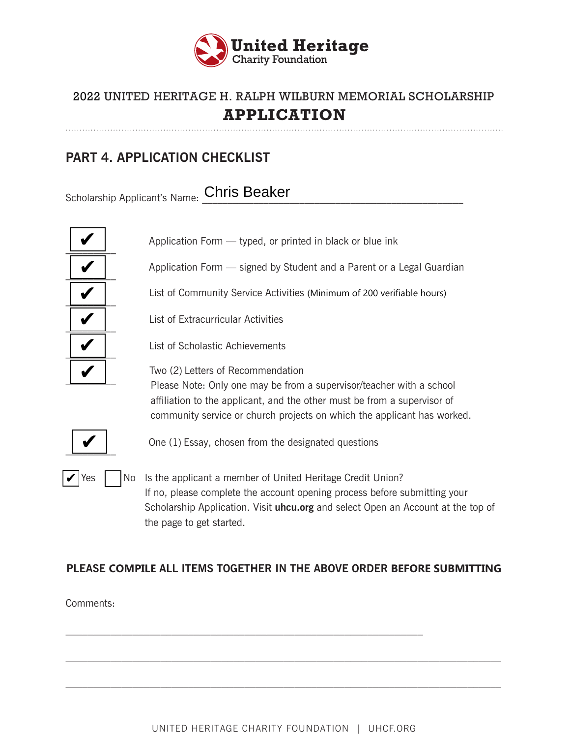**United Heritage**
Charity Foundation

2022 UNITED HERITAGE H. RALPH WILBURN MEMORIAL SCHOLARSHIP

# APPLICATION

## PART 4. APPLICATION CHECKLIST

Scholarship Applicant's Name: Chris Beaker

- [x] Application Form — typed, or printed in black or blue ink
- [x] Application Form — signed by Student and a Parent or a Legal Guardian
- [x] List of Community Service Activities (Minimum of 200 verifiable hours)
- [x] List of Extracurricular Activities
- [x] List of Scholastic Achievements
- [x] Two (2) Letters of Recommendation
  Please Note: Only one may be from a supervisor/teacher with a school affiliation to the applicant, and the other must be from a supervisor of community service or church projects on which the applicant has worked.
- [x] One (1) Essay, chosen from the designated questions

[x] Yes [ ] No Is the applicant a member of United Heritage Credit Union?
If no, please complete the account opening process before submitting your Scholarship Application. Visit **uhcu.org** and select Open an Account at the top of the page to get started.

**PLEASE COMPILE ALL ITEMS TOGETHER IN THE ABOVE ORDER BEFORE SUBMITTING**

Comments:

___________________________________________________________________

___________________________________________________________________

___________________________________________________________________

UNITED HERITAGE CHARITY FOUNDATION | UHCF.ORG